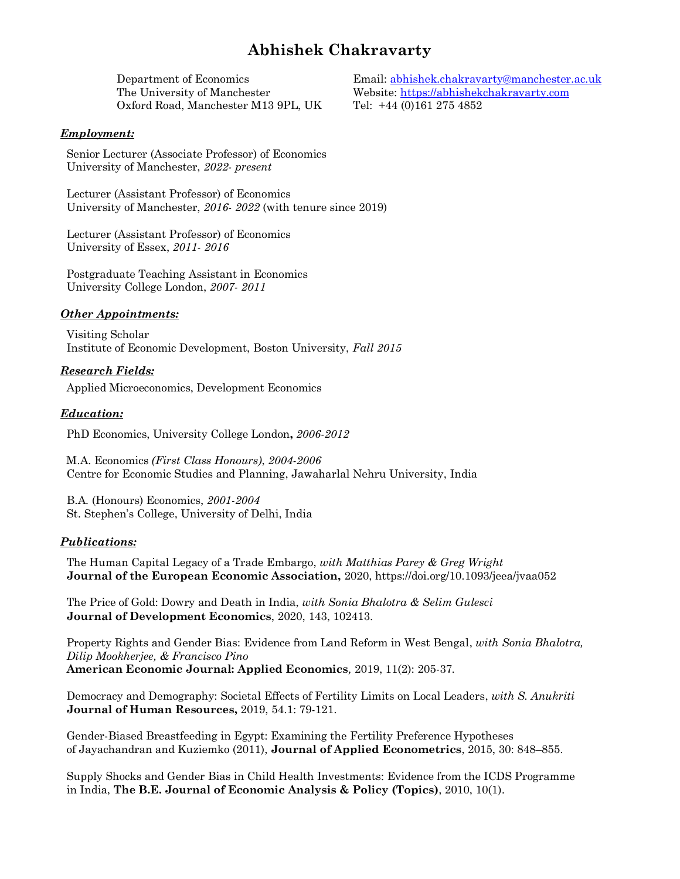# Abhishek Chakravarty

Department of Economics
The University of Manchester
Oxford Road, Manchester M13 9PL, UK

Email: abhishek.chakravarty@manchester.ac.uk
Website: https://abhishekchakravarty.com
Tel: +44 (0)161 275 4852

## ***Employment:***

Senior Lecturer (Associate Professor) of Economics
University of Manchester, *2022- present*

Lecturer (Assistant Professor) of Economics
University of Manchester, *2016- 2022* (with tenure since 2019)

Lecturer (Assistant Professor) of Economics
University of Essex, *2011- 2016*

Postgraduate Teaching Assistant in Economics
University College London, *2007- 2011*

## ***Other Appointments:***

Visiting Scholar
Institute of Economic Development, Boston University, *Fall 2015*

## ***Research Fields:***

Applied Microeconomics, Development Economics

## ***Education:***

PhD Economics, University College London**,** *2006-2012*

M.A. Economics *(First Class Honours)*, *2004-2006*
Centre for Economic Studies and Planning, Jawaharlal Nehru University, India

B.A. (Honours) Economics, *2001-2004*
St. Stephen's College, University of Delhi, India

## ***Publications:***

The Human Capital Legacy of a Trade Embargo, *with Matthias Parey & Greg Wright*
**Journal of the European Economic Association,** 2020, https://doi.org/10.1093/jeea/jvaa052

The Price of Gold: Dowry and Death in India, *with Sonia Bhalotra & Selim Gulesci*
**Journal of Development Economics**, 2020, 143, 102413.

Property Rights and Gender Bias: Evidence from Land Reform in West Bengal, *with Sonia Bhalotra, Dilip Mookherjee, & Francisco Pino*
**American Economic Journal: Applied Economics***,* 2019, 11(2): 205-37.

Democracy and Demography: Societal Effects of Fertility Limits on Local Leaders, *with S. Anukriti*
**Journal of Human Resources,** 2019, 54.1: 79-121.

Gender-Biased Breastfeeding in Egypt: Examining the Fertility Preference Hypotheses of Jayachandran and Kuziemko (2011), **Journal of Applied Econometrics**, 2015, 30: 848–855.

Supply Shocks and Gender Bias in Child Health Investments: Evidence from the ICDS Programme in India, **The B.E. Journal of Economic Analysis & Policy (Topics)**, 2010, 10(1).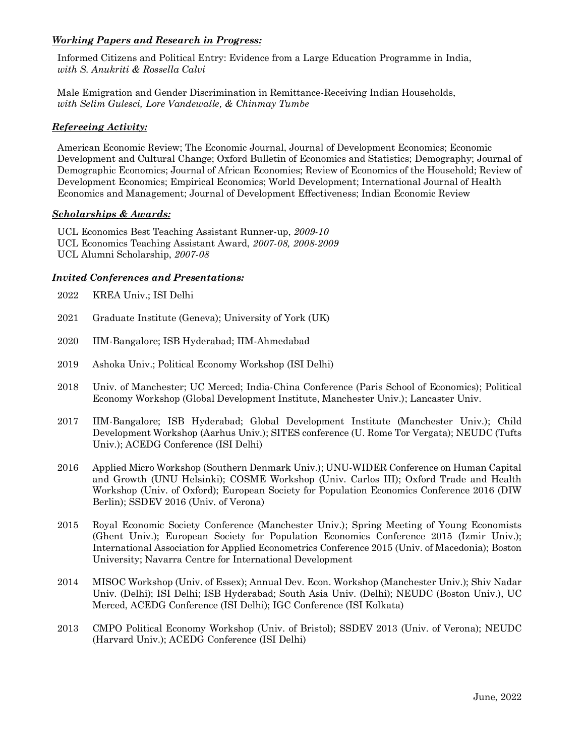### ***Working Papers and Research in Progress:***

Informed Citizens and Political Entry: Evidence from a Large Education Programme in India, *with S. Anukriti & Rossella Calvi*

Male Emigration and Gender Discrimination in Remittance-Receiving Indian Households, *with Selim Gulesci, Lore Vandewalle, & Chinmay Tumbe*

### ***Refereeing Activity:***

American Economic Review; The Economic Journal, Journal of Development Economics; Economic Development and Cultural Change; Oxford Bulletin of Economics and Statistics; Demography; Journal of Demographic Economics; Journal of African Economies; Review of Economics of the Household; Review of Development Economics; Empirical Economics; World Development; International Journal of Health Economics and Management; Journal of Development Effectiveness; Indian Economic Review

### ***Scholarships & Awards:***

UCL Economics Best Teaching Assistant Runner-up, *2009-10*
UCL Economics Teaching Assistant Award, *2007-08, 2008-2009*
UCL Alumni Scholarship, *2007-08*

### ***Invited Conferences and Presentations:***

2022 KREA Univ.; ISI Delhi

2021 Graduate Institute (Geneva); University of York (UK)

2020 IIM-Bangalore; ISB Hyderabad; IIM-Ahmedabad

2019 Ashoka Univ.; Political Economy Workshop (ISI Delhi)

2018 Univ. of Manchester; UC Merced; India-China Conference (Paris School of Economics); Political Economy Workshop (Global Development Institute, Manchester Univ.); Lancaster Univ.

2017 IIM-Bangalore; ISB Hyderabad; Global Development Institute (Manchester Univ.); Child Development Workshop (Aarhus Univ.); SITES conference (U. Rome Tor Vergata); NEUDC (Tufts Univ.); ACEDG Conference (ISI Delhi)

2016 Applied Micro Workshop (Southern Denmark Univ.); UNU-WIDER Conference on Human Capital and Growth (UNU Helsinki); COSME Workshop (Univ. Carlos III); Oxford Trade and Health Workshop (Univ. of Oxford); European Society for Population Economics Conference 2016 (DIW Berlin); SSDEV 2016 (Univ. of Verona)

2015 Royal Economic Society Conference (Manchester Univ.); Spring Meeting of Young Economists (Ghent Univ.); European Society for Population Economics Conference 2015 (Izmir Univ.); International Association for Applied Econometrics Conference 2015 (Univ. of Macedonia); Boston University; Navarra Centre for International Development

2014 MISOC Workshop (Univ. of Essex); Annual Dev. Econ. Workshop (Manchester Univ.); Shiv Nadar Univ. (Delhi); ISI Delhi; ISB Hyderabad; South Asia Univ. (Delhi); NEUDC (Boston Univ.), UC Merced, ACEDG Conference (ISI Delhi); IGC Conference (ISI Kolkata)

2013 CMPO Political Economy Workshop (Univ. of Bristol); SSDEV 2013 (Univ. of Verona); NEUDC (Harvard Univ.); ACEDG Conference (ISI Delhi)

June, 2022